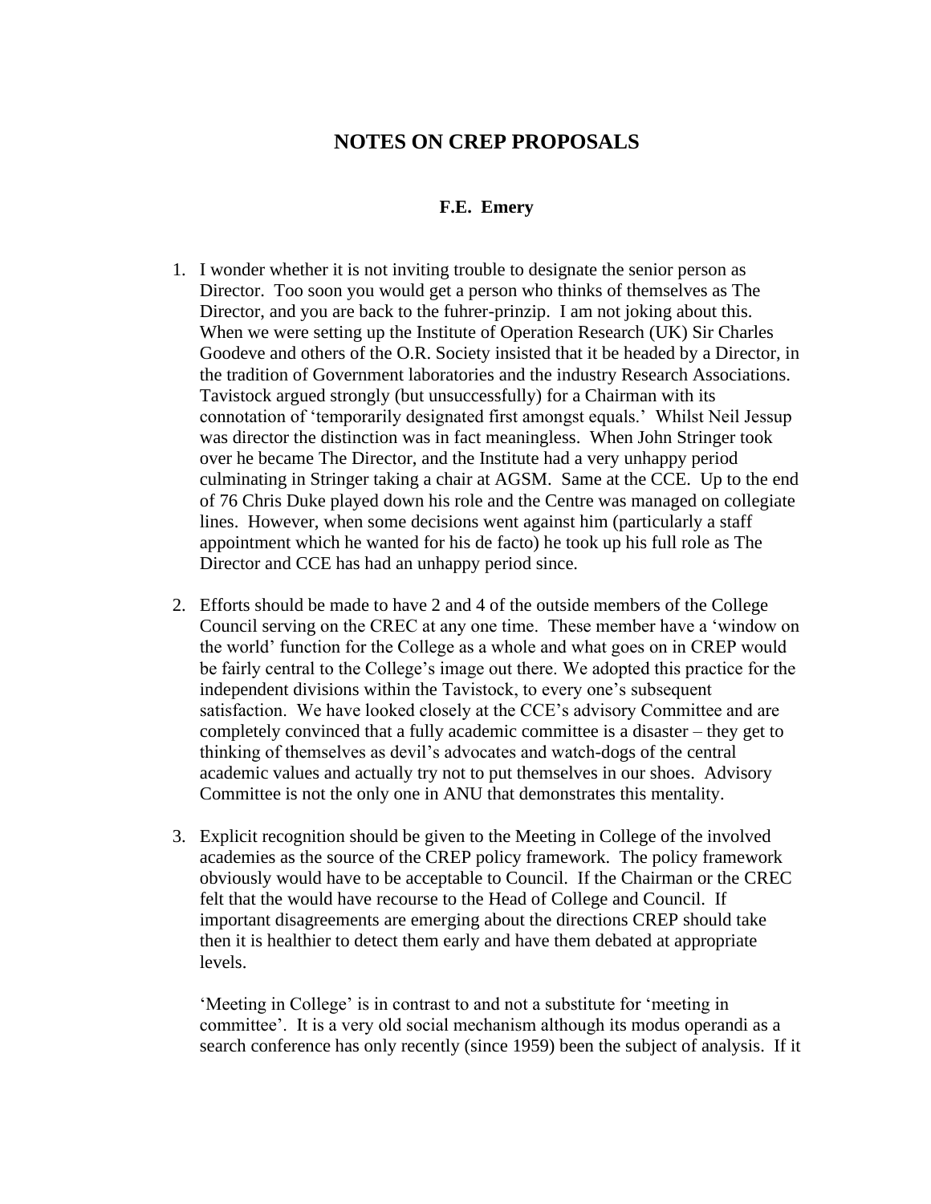# NOTES ON CREP PROPOSALS

**F.E. Emery**

1. I wonder whether it is not inviting trouble to designate the senior person as Director. Too soon you would get a person who thinks of themselves as The Director, and you are back to the fuhrer-prinzip. I am not joking about this. When we were setting up the Institute of Operation Research (UK) Sir Charles Goodeve and others of the O.R. Society insisted that it be headed by a Director, in the tradition of Government laboratories and the industry Research Associations. Tavistock argued strongly (but unsuccessfully) for a Chairman with its connotation of 'temporarily designated first amongst equals.' Whilst Neil Jessup was director the distinction was in fact meaningless. When John Stringer took over he became The Director, and the Institute had a very unhappy period culminating in Stringer taking a chair at AGSM. Same at the CCE. Up to the end of 76 Chris Duke played down his role and the Centre was managed on collegiate lines. However, when some decisions went against him (particularly a staff appointment which he wanted for his de facto) he took up his full role as The Director and CCE has had an unhappy period since.

2. Efforts should be made to have 2 and 4 of the outside members of the College Council serving on the CREC at any one time. These member have a 'window on the world' function for the College as a whole and what goes on in CREP would be fairly central to the College's image out there. We adopted this practice for the independent divisions within the Tavistock, to every one's subsequent satisfaction. We have looked closely at the CCE's advisory Committee and are completely convinced that a fully academic committee is a disaster – they get to thinking of themselves as devil's advocates and watch-dogs of the central academic values and actually try not to put themselves in our shoes. Advisory Committee is not the only one in ANU that demonstrates this mentality.

3. Explicit recognition should be given to the Meeting in College of the involved academies as the source of the CREP policy framework. The policy framework obviously would have to be acceptable to Council. If the Chairman or the CREC felt that the would have recourse to the Head of College and Council. If important disagreements are emerging about the directions CREP should take then it is healthier to detect them early and have them debated at appropriate levels.

   'Meeting in College' is in contrast to and not a substitute for 'meeting in committee'. It is a very old social mechanism although its modus operandi as a search conference has only recently (since 1959) been the subject of analysis. If it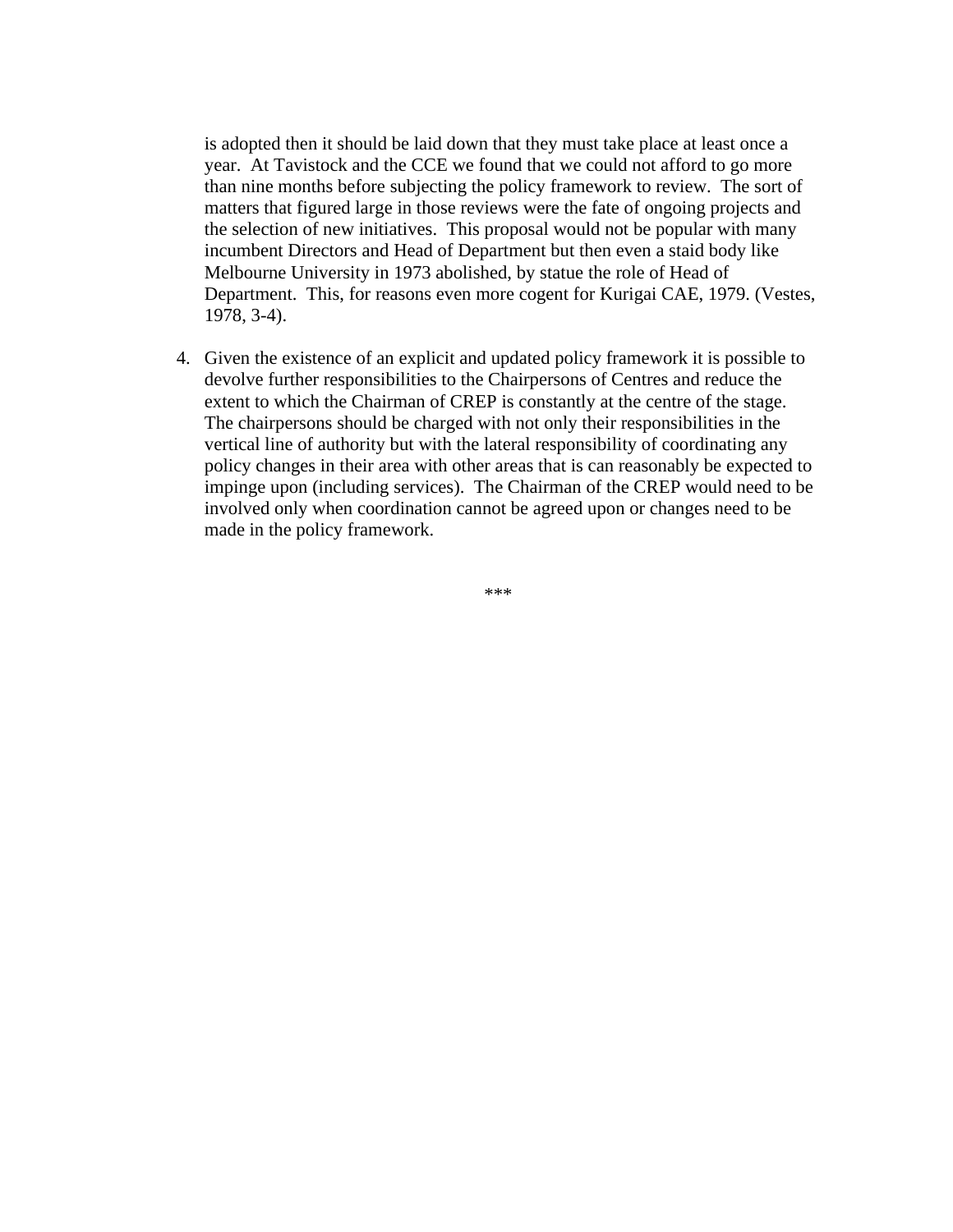is adopted then it should be laid down that they must take place at least once a year. At Tavistock and the CCE we found that we could not afford to go more than nine months before subjecting the policy framework to review. The sort of matters that figured large in those reviews were the fate of ongoing projects and the selection of new initiatives. This proposal would not be popular with many incumbent Directors and Head of Department but then even a staid body like Melbourne University in 1973 abolished, by statue the role of Head of Department. This, for reasons even more cogent for Kurigai CAE, 1979. (Vestes, 1978, 3-4).

4. Given the existence of an explicit and updated policy framework it is possible to devolve further responsibilities to the Chairpersons of Centres and reduce the extent to which the Chairman of CREP is constantly at the centre of the stage. The chairpersons should be charged with not only their responsibilities in the vertical line of authority but with the lateral responsibility of coordinating any policy changes in their area with other areas that is can reasonably be expected to impinge upon (including services). The Chairman of the CREP would need to be involved only when coordination cannot be agreed upon or changes need to be made in the policy framework.

***